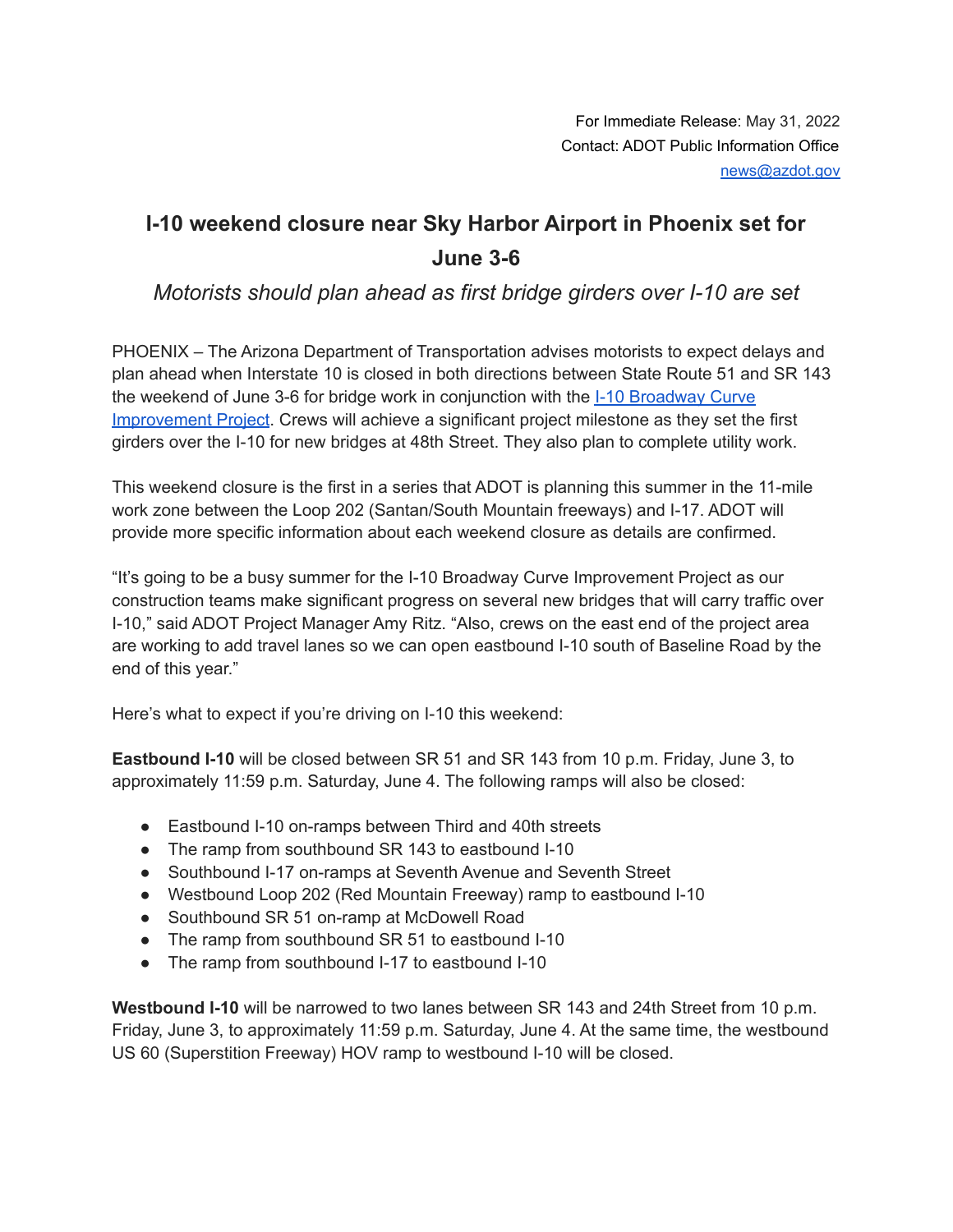For Immediate Release: May 31, 2022
Contact: ADOT Public Information Office
news@azdot.gov

# I-10 weekend closure near Sky Harbor Airport in Phoenix set for June 3-6

*Motorists should plan ahead as first bridge girders over I-10 are set*

PHOENIX – The Arizona Department of Transportation advises motorists to expect delays and plan ahead when Interstate 10 is closed in both directions between State Route 51 and SR 143 the weekend of June 3-6 for bridge work in conjunction with the I-10 Broadway Curve Improvement Project. Crews will achieve a significant project milestone as they set the first girders over the I-10 for new bridges at 48th Street. They also plan to complete utility work.

This weekend closure is the first in a series that ADOT is planning this summer in the 11-mile work zone between the Loop 202 (Santan/South Mountain freeways) and I-17. ADOT will provide more specific information about each weekend closure as details are confirmed.

"It's going to be a busy summer for the I-10 Broadway Curve Improvement Project as our construction teams make significant progress on several new bridges that will carry traffic over I-10," said ADOT Project Manager Amy Ritz. "Also, crews on the east end of the project area are working to add travel lanes so we can open eastbound I-10 south of Baseline Road by the end of this year."

Here's what to expect if you're driving on I-10 this weekend:

**Eastbound I-10** will be closed between SR 51 and SR 143 from 10 p.m. Friday, June 3, to approximately 11:59 p.m. Saturday, June 4. The following ramps will also be closed:

- Eastbound I-10 on-ramps between Third and 40th streets
- The ramp from southbound SR 143 to eastbound I-10
- Southbound I-17 on-ramps at Seventh Avenue and Seventh Street
- Westbound Loop 202 (Red Mountain Freeway) ramp to eastbound I-10
- Southbound SR 51 on-ramp at McDowell Road
- The ramp from southbound SR 51 to eastbound I-10
- The ramp from southbound I-17 to eastbound I-10

**Westbound I-10** will be narrowed to two lanes between SR 143 and 24th Street from 10 p.m. Friday, June 3, to approximately 11:59 p.m. Saturday, June 4. At the same time, the westbound US 60 (Superstition Freeway) HOV ramp to westbound I-10 will be closed.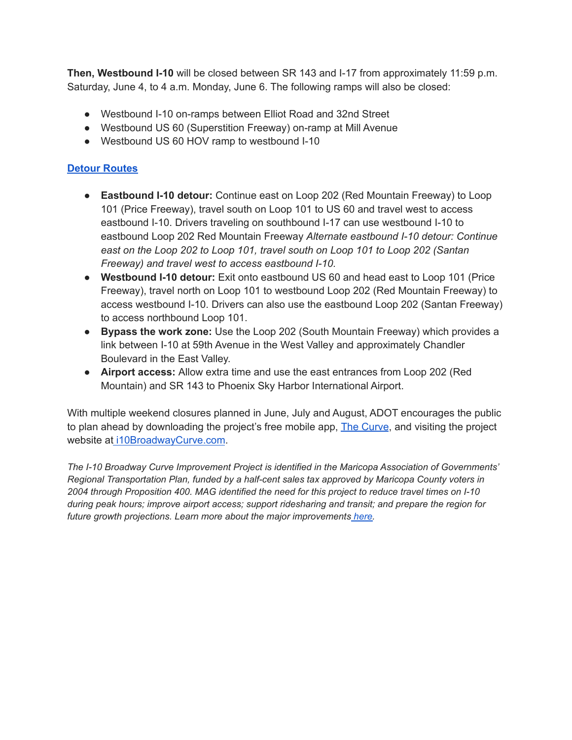**Then, Westbound I-10** will be closed between SR 143 and I-17 from approximately 11:59 p.m. Saturday, June 4, to 4 a.m. Monday, June 6. The following ramps will also be closed:

- Westbound I-10 on-ramps between Elliot Road and 32nd Street
- Westbound US 60 (Superstition Freeway) on-ramp at Mill Avenue
- Westbound US 60 HOV ramp to westbound I-10

**Detour Routes**

- **Eastbound I-10 detour:** Continue east on Loop 202 (Red Mountain Freeway) to Loop 101 (Price Freeway), travel south on Loop 101 to US 60 and travel west to access eastbound I-10. Drivers traveling on southbound I-17 can use westbound I-10 to eastbound Loop 202 Red Mountain Freeway *Alternate eastbound I-10 detour: Continue east on the Loop 202 to Loop 101, travel south on Loop 101 to Loop 202 (Santan Freeway) and travel west to access eastbound I-10.*
- **Westbound I-10 detour:** Exit onto eastbound US 60 and head east to Loop 101 (Price Freeway), travel north on Loop 101 to westbound Loop 202 (Red Mountain Freeway) to access westbound I-10. Drivers can also use the eastbound Loop 202 (Santan Freeway) to access northbound Loop 101.
- **Bypass the work zone:** Use the Loop 202 (South Mountain Freeway) which provides a link between I-10 at 59th Avenue in the West Valley and approximately Chandler Boulevard in the East Valley.
- **Airport access:** Allow extra time and use the east entrances from Loop 202 (Red Mountain) and SR 143 to Phoenix Sky Harbor International Airport.

With multiple weekend closures planned in June, July and August, ADOT encourages the public to plan ahead by downloading the project's free mobile app, The Curve, and visiting the project website at i10BroadwayCurve.com.

*The I-10 Broadway Curve Improvement Project is identified in the Maricopa Association of Governments' Regional Transportation Plan, funded by a half-cent sales tax approved by Maricopa County voters in 2004 through Proposition 400. MAG identified the need for this project to reduce travel times on I-10 during peak hours; improve airport access; support ridesharing and transit; and prepare the region for future growth projections. Learn more about the major improvements here.*